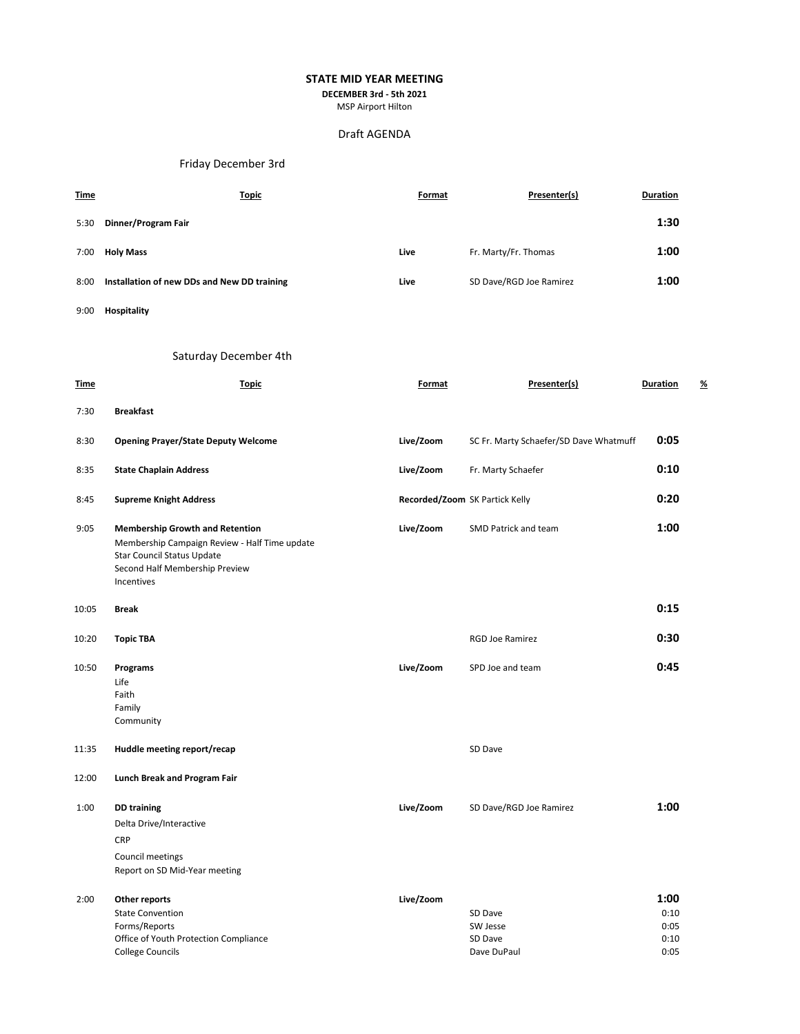# STATE MID YEAR MEETING

**DECEMBER 3rd - 5th 2021**

MSP Airport Hilton

Draft AGENDA

## Friday December 3rd

| Time | Topic | Format | Presenter(s) | Duration |
|---|---|---|---|---|
| 5:30 | **Dinner/Program Fair** | | | **1:30** |
| 7:00 | **Holy Mass** | **Live** | Fr. Marty/Fr. Thomas | **1:00** |
| 8:00 | **Installation of new DDs and New DD training** | **Live** | SD Dave/RGD Joe Ramirez | **1:00** |
| 9:00 | **Hospitality** | | | |

## Saturday December 4th

| Time | Topic | Format | Presenter(s) | Duration | % |
|---|---|---|---|---|---|
| 7:30 | **Breakfast** | | | | |
| 8:30 | **Opening Prayer/State Deputy Welcome** | **Live/Zoom** | SC Fr. Marty Schaefer/SD Dave Whatmuff | **0:05** | |
| 8:35 | **State Chaplain Address** | **Live/Zoom** | Fr. Marty Schaefer | **0:10** | |
| 8:45 | **Supreme Knight Address** | **Recorded/Zoom** | SK Partick Kelly | **0:20** | |
| 9:05 | **Membership Growth and Retention**<br>Membership Campaign Review - Half Time update<br>Star Council Status Update<br>Second Half Membership Preview<br>Incentives | **Live/Zoom** | SMD Patrick and team | **1:00** | |
| 10:05 | **Break** | | | **0:15** | |
| 10:20 | **Topic TBA** | | RGD Joe Ramirez | **0:30** | |
| 10:50 | **Programs**<br>Life<br>Faith<br>Family<br>Community | **Live/Zoom** | SPD Joe and team | **0:45** | |
| 11:35 | **Huddle meeting report/recap** | | SD Dave | | |
| 12:00 | **Lunch Break and Program Fair** | | | | |
| 1:00 | **DD training**<br>Delta Drive/Interactive<br>CRP<br>Council meetings<br>Report on SD Mid-Year meeting | **Live/Zoom** | SD Dave/RGD Joe Ramirez | **1:00** | |
| 2:00 | **Other reports** | **Live/Zoom** | | **1:00** | |
| | State Convention | | SD Dave | 0:10 | |
| | Forms/Reports | | SW Jesse | 0:05 | |
| | Office of Youth Protection Compliance | | SD Dave | 0:10 | |
| | College Councils | | Dave DuPaul | 0:05 | |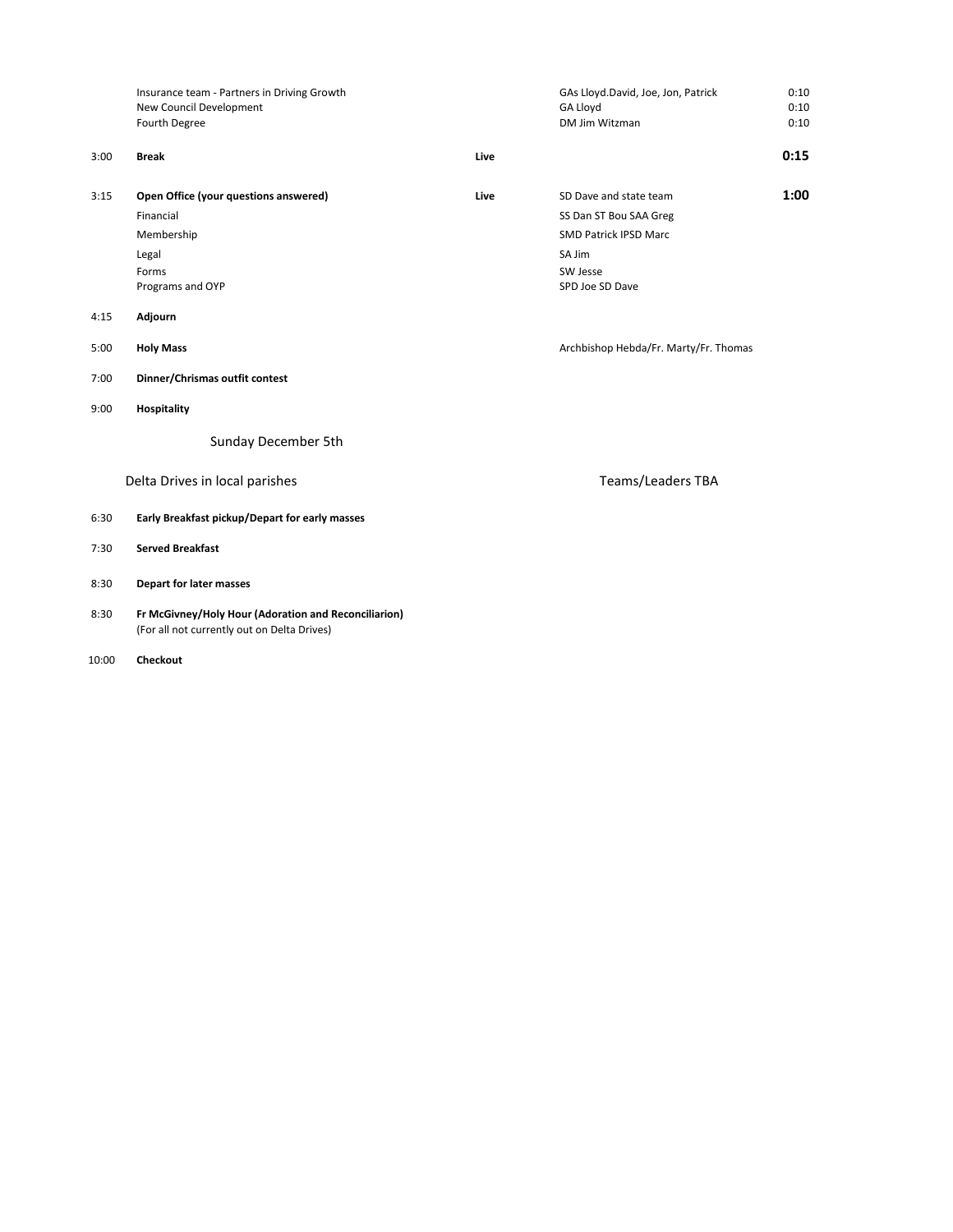| | | | | |
|---|---|---|---|---|
| | Insurance team - Partners in Driving Growth | | GAs Lloyd.David, Joe, Jon, Patrick | 0:10 |
| | New Council Development | | GA Lloyd | 0:10 |
| | Fourth Degree | | DM Jim Witzman | 0:10 |
| 3:00 | **Break** | **Live** | | **0:15** |
| 3:15 | **Open Office (your questions answered)** | **Live** | SD Dave and state team | **1:00** |
| | Financial | | SS Dan ST Bou SAA Greg | |
| | Membership | | SMD Patrick IPSD Marc | |
| | Legal | | SA Jim | |
| | Forms | | SW Jesse | |
| | Programs and OYP | | SPD Joe SD Dave | |
| 4:15 | **Adjourn** | | | |
| 5:00 | **Holy Mass** | | Archbishop Hebda/Fr. Marty/Fr. Thomas | |
| 7:00 | **Dinner/Chrismas outfit contest** | | | |
| 9:00 | **Hospitality** | | | |

## Sunday December 5th

| | | |
|---|---|---|
| | Delta Drives in local parishes | Teams/Leaders TBA |
| 6:30 | **Early Breakfast pickup/Depart for early masses** | |
| 7:30 | **Served Breakfast** | |
| 8:30 | **Depart for later masses** | |
| 8:30 | **Fr McGivney/Holy Hour (Adoration and Reconciliarion)** (For all not currently out on Delta Drives) | |
| 10:00 | **Checkout** | |